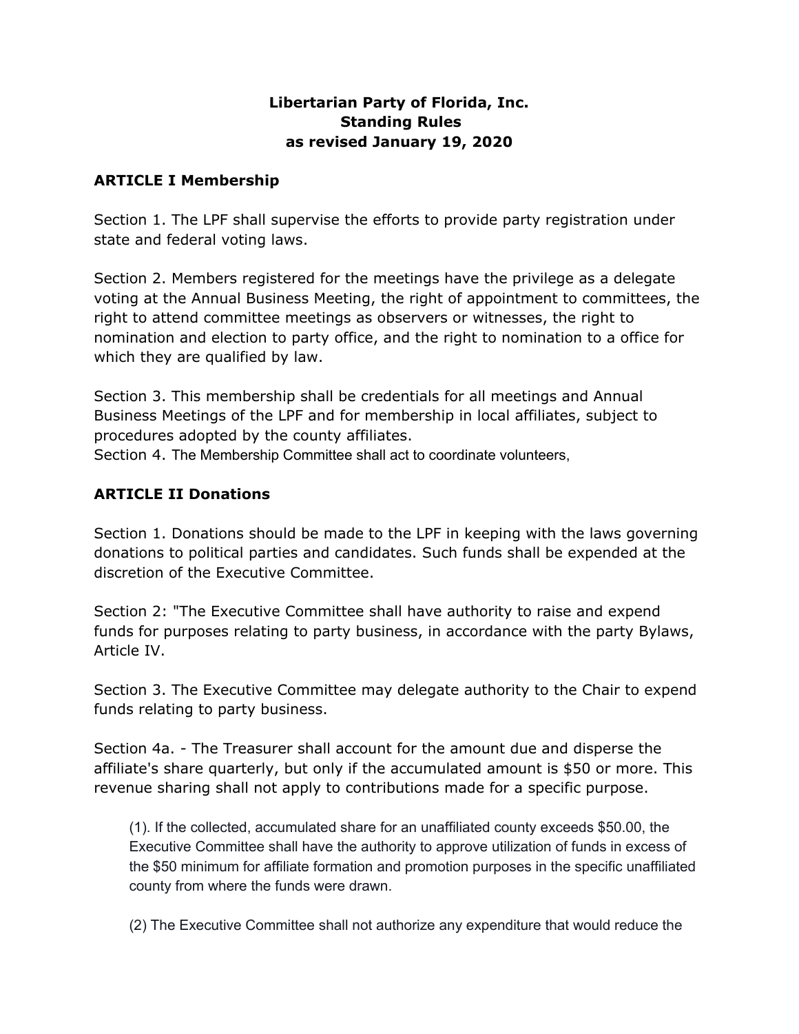# Libertarian Party of Florida, Inc.
# Standing Rules
# as revised January 19, 2020

## ARTICLE I Membership

Section 1. The LPF shall supervise the efforts to provide party registration under state and federal voting laws.

Section 2. Members registered for the meetings have the privilege as a delegate voting at the Annual Business Meeting, the right of appointment to committees, the right to attend committee meetings as observers or witnesses, the right to nomination and election to party office, and the right to nomination to a office for which they are qualified by law.

Section 3. This membership shall be credentials for all meetings and Annual Business Meetings of the LPF and for membership in local affiliates, subject to procedures adopted by the county affiliates.
Section 4. The Membership Committee shall act to coordinate volunteers,

## ARTICLE II Donations

Section 1. Donations should be made to the LPF in keeping with the laws governing donations to political parties and candidates. Such funds shall be expended at the discretion of the Executive Committee.

Section 2: "The Executive Committee shall have authority to raise and expend funds for purposes relating to party business, in accordance with the party Bylaws, Article IV.

Section 3. The Executive Committee may delegate authority to the Chair to expend funds relating to party business.

Section 4a. - The Treasurer shall account for the amount due and disperse the affiliate's share quarterly, but only if the accumulated amount is $50 or more. This revenue sharing shall not apply to contributions made for a specific purpose.

> (1). If the collected, accumulated share for an unaffiliated county exceeds $50.00, the Executive Committee shall have the authority to approve utilization of funds in excess of the $50 minimum for affiliate formation and promotion purposes in the specific unaffiliated county from where the funds were drawn.
>
> (2) The Executive Committee shall not authorize any expenditure that would reduce the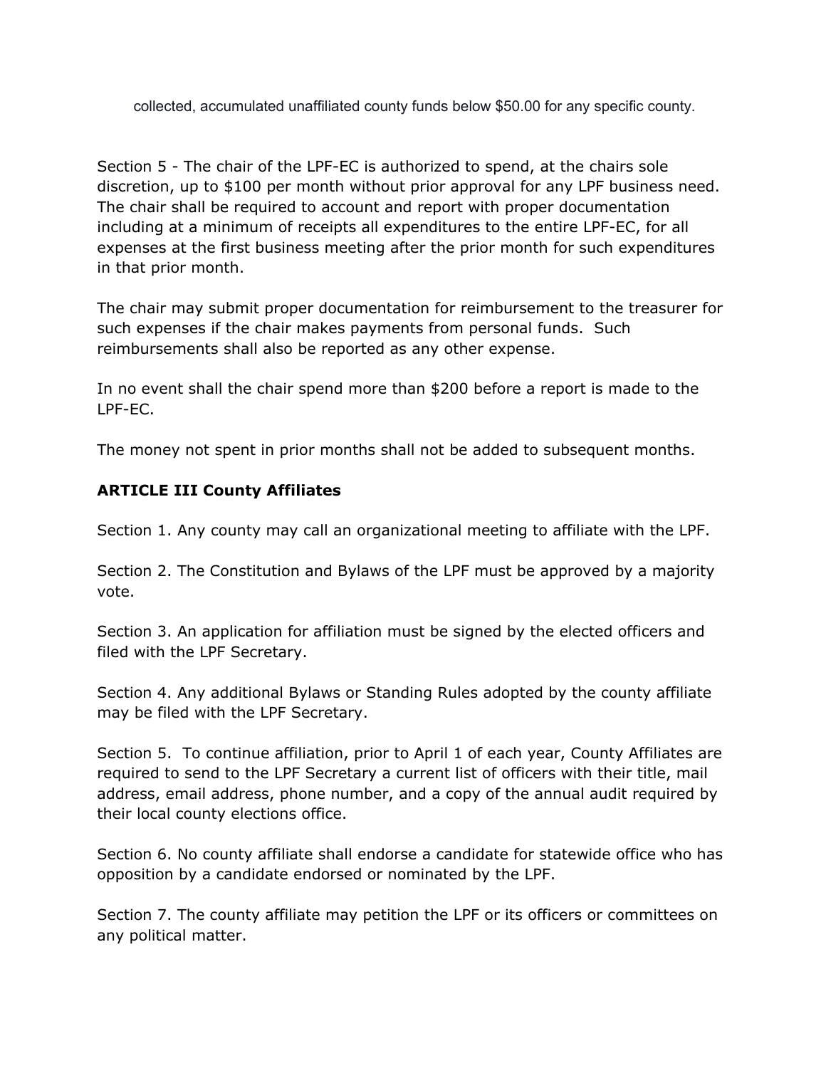collected, accumulated unaffiliated county funds below $50.00 for any specific county.

Section 5 - The chair of the LPF-EC is authorized to spend, at the chairs sole discretion, up to $100 per month without prior approval for any LPF business need. The chair shall be required to account and report with proper documentation including at a minimum of receipts all expenditures to the entire LPF-EC, for all expenses at the first business meeting after the prior month for such expenditures in that prior month.

The chair may submit proper documentation for reimbursement to the treasurer for such expenses if the chair makes payments from personal funds. Such reimbursements shall also be reported as any other expense.

In no event shall the chair spend more than $200 before a report is made to the LPF-EC.

The money not spent in prior months shall not be added to subsequent months.

**ARTICLE III County Affiliates**

Section 1. Any county may call an organizational meeting to affiliate with the LPF.

Section 2. The Constitution and Bylaws of the LPF must be approved by a majority vote.

Section 3. An application for affiliation must be signed by the elected officers and filed with the LPF Secretary.

Section 4. Any additional Bylaws or Standing Rules adopted by the county affiliate may be filed with the LPF Secretary.

Section 5. To continue affiliation, prior to April 1 of each year, County Affiliates are required to send to the LPF Secretary a current list of officers with their title, mail address, email address, phone number, and a copy of the annual audit required by their local county elections office.

Section 6. No county affiliate shall endorse a candidate for statewide office who has opposition by a candidate endorsed or nominated by the LPF.

Section 7. The county affiliate may petition the LPF or its officers or committees on any political matter.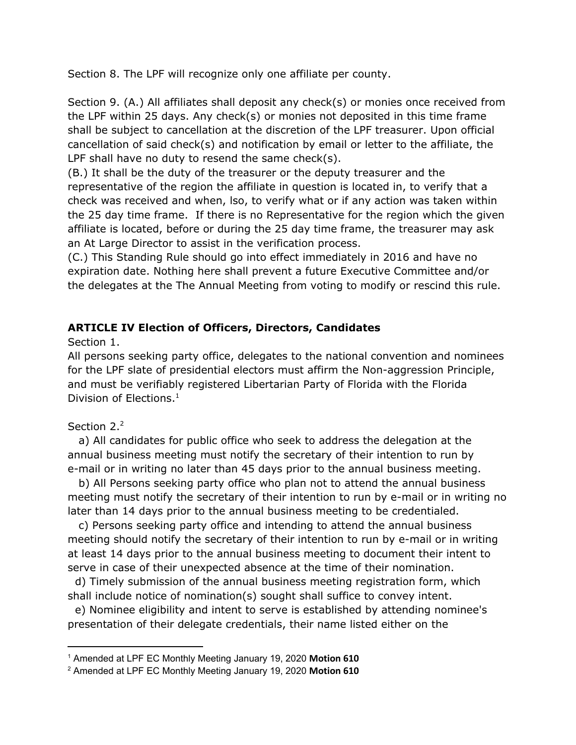Section 8. The LPF will recognize only one affiliate per county.

Section 9. (A.) All affiliates shall deposit any check(s) or monies once received from the LPF within 25 days. Any check(s) or monies not deposited in this time frame shall be subject to cancellation at the discretion of the LPF treasurer. Upon official cancellation of said check(s) and notification by email or letter to the affiliate, the LPF shall have no duty to resend the same check(s).

(B.) It shall be the duty of the treasurer or the deputy treasurer and the representative of the region the affiliate in question is located in, to verify that a check was received and when, lso, to verify what or if any action was taken within the 25 day time frame. If there is no Representative for the region which the given affiliate is located, before or during the 25 day time frame, the treasurer may ask an At Large Director to assist in the verification process.

(C.) This Standing Rule should go into effect immediately in 2016 and have no expiration date. Nothing here shall prevent a future Executive Committee and/or the delegates at the The Annual Meeting from voting to modify or rescind this rule.

## ARTICLE IV Election of Officers, Directors, Candidates

Section 1.

All persons seeking party office, delegates to the national convention and nominees for the LPF slate of presidential electors must affirm the Non-aggression Principle, and must be verifiably registered Libertarian Party of Florida with the Florida Division of Elections.[1]

Section 2.[2]

a) All candidates for public office who seek to address the delegation at the annual business meeting must notify the secretary of their intention to run by e-mail or in writing no later than 45 days prior to the annual business meeting.

b) All Persons seeking party office who plan not to attend the annual business meeting must notify the secretary of their intention to run by e-mail or in writing no later than 14 days prior to the annual business meeting to be credentialed.

c) Persons seeking party office and intending to attend the annual business meeting should notify the secretary of their intention to run by e-mail or in writing at least 14 days prior to the annual business meeting to document their intent to serve in case of their unexpected absence at the time of their nomination.

d) Timely submission of the annual business meeting registration form, which shall include notice of nomination(s) sought shall suffice to convey intent.

e) Nominee eligibility and intent to serve is established by attending nominee's presentation of their delegate credentials, their name listed either on the

[1] Amended at LPF EC Monthly Meeting January 19, 2020 **Motion 610**

[2] Amended at LPF EC Monthly Meeting January 19, 2020 **Motion 610**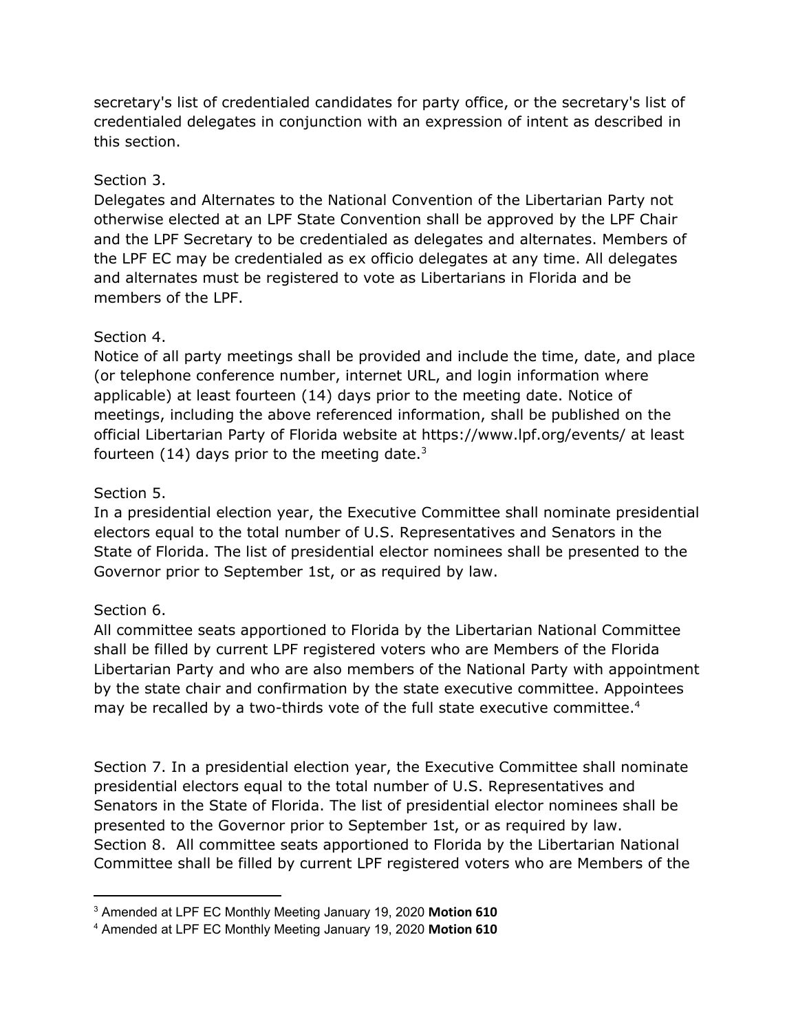secretary's list of credentialed candidates for party office, or the secretary's list of credentialed delegates in conjunction with an expression of intent as described in this section.

Section 3.
Delegates and Alternates to the National Convention of the Libertarian Party not otherwise elected at an LPF State Convention shall be approved by the LPF Chair and the LPF Secretary to be credentialed as delegates and alternates. Members of the LPF EC may be credentialed as ex officio delegates at any time. All delegates and alternates must be registered to vote as Libertarians in Florida and be members of the LPF.

Section 4.
Notice of all party meetings shall be provided and include the time, date, and place (or telephone conference number, internet URL, and login information where applicable) at least fourteen (14) days prior to the meeting date. Notice of meetings, including the above referenced information, shall be published on the official Libertarian Party of Florida website at https://www.lpf.org/events/ at least fourteen (14) days prior to the meeting date.[3]

Section 5.
In a presidential election year, the Executive Committee shall nominate presidential electors equal to the total number of U.S. Representatives and Senators in the State of Florida. The list of presidential elector nominees shall be presented to the Governor prior to September 1st, or as required by law.

Section 6.
All committee seats apportioned to Florida by the Libertarian National Committee shall be filled by current LPF registered voters who are Members of the Florida Libertarian Party and who are also members of the National Party with appointment by the state chair and confirmation by the state executive committee. Appointees may be recalled by a two-thirds vote of the full state executive committee.[4]

Section 7. In a presidential election year, the Executive Committee shall nominate presidential electors equal to the total number of U.S. Representatives and Senators in the State of Florida. The list of presidential elector nominees shall be presented to the Governor prior to September 1st, or as required by law.
Section 8. All committee seats apportioned to Florida by the Libertarian National Committee shall be filled by current LPF registered voters who are Members of the

---

[3] Amended at LPF EC Monthly Meeting January 19, 2020 **Motion 610**

[4] Amended at LPF EC Monthly Meeting January 19, 2020 **Motion 610**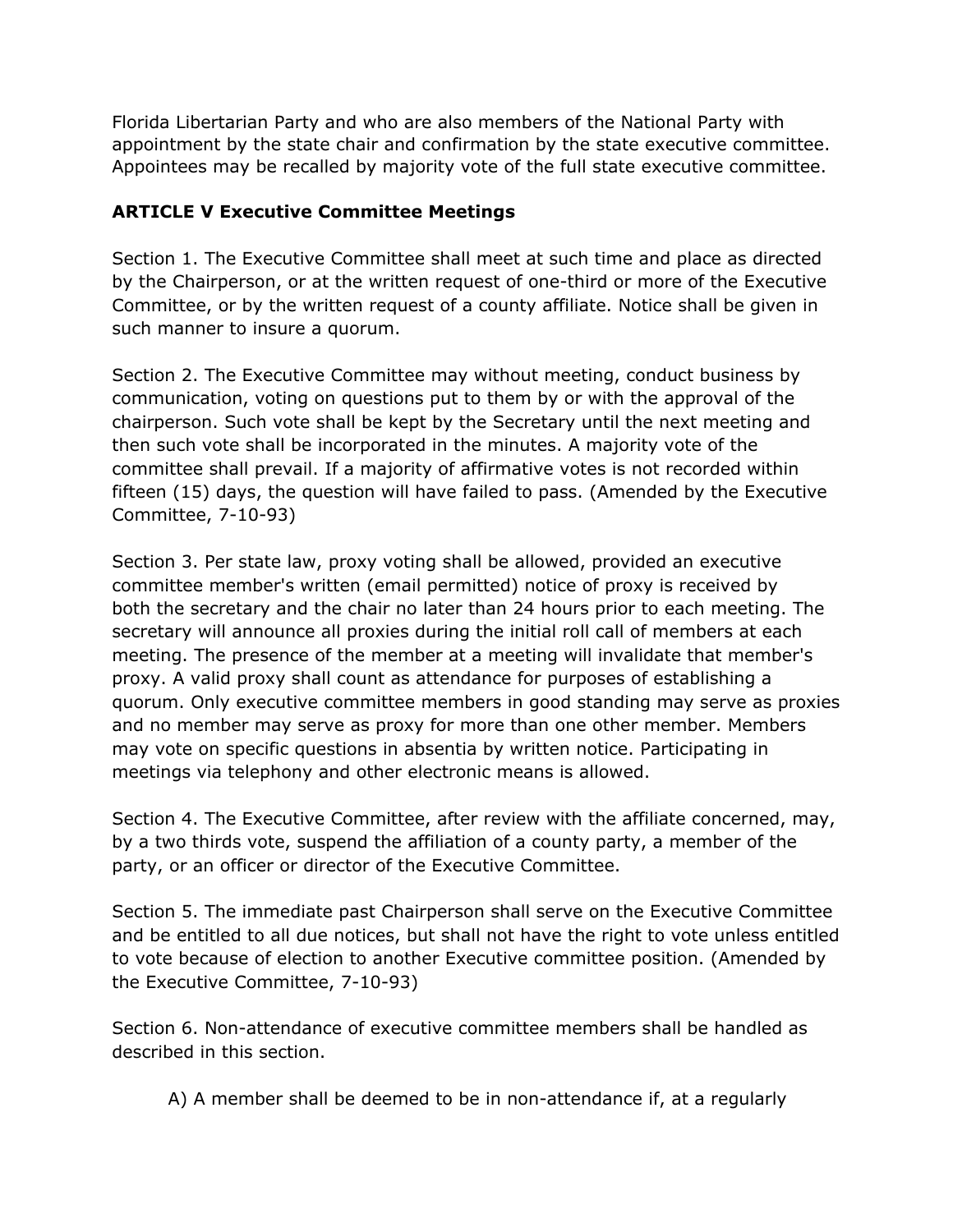Florida Libertarian Party and who are also members of the National Party with appointment by the state chair and confirmation by the state executive committee. Appointees may be recalled by majority vote of the full state executive committee.

**ARTICLE V Executive Committee Meetings**

Section 1. The Executive Committee shall meet at such time and place as directed by the Chairperson, or at the written request of one-third or more of the Executive Committee, or by the written request of a county affiliate. Notice shall be given in such manner to insure a quorum.

Section 2. The Executive Committee may without meeting, conduct business by communication, voting on questions put to them by or with the approval of the chairperson. Such vote shall be kept by the Secretary until the next meeting and then such vote shall be incorporated in the minutes. A majority vote of the committee shall prevail. If a majority of affirmative votes is not recorded within fifteen (15) days, the question will have failed to pass. (Amended by the Executive Committee, 7-10-93)

Section 3. Per state law, proxy voting shall be allowed, provided an executive committee member's written (email permitted) notice of proxy is received by both the secretary and the chair no later than 24 hours prior to each meeting. The secretary will announce all proxies during the initial roll call of members at each meeting. The presence of the member at a meeting will invalidate that member's proxy. A valid proxy shall count as attendance for purposes of establishing a quorum. Only executive committee members in good standing may serve as proxies and no member may serve as proxy for more than one other member. Members may vote on specific questions in absentia by written notice. Participating in meetings via telephony and other electronic means is allowed.

Section 4. The Executive Committee, after review with the affiliate concerned, may, by a two thirds vote, suspend the affiliation of a county party, a member of the party, or an officer or director of the Executive Committee.

Section 5. The immediate past Chairperson shall serve on the Executive Committee and be entitled to all due notices, but shall not have the right to vote unless entitled to vote because of election to another Executive committee position. (Amended by the Executive Committee, 7-10-93)

Section 6. Non-attendance of executive committee members shall be handled as described in this section.

A) A member shall be deemed to be in non-attendance if, at a regularly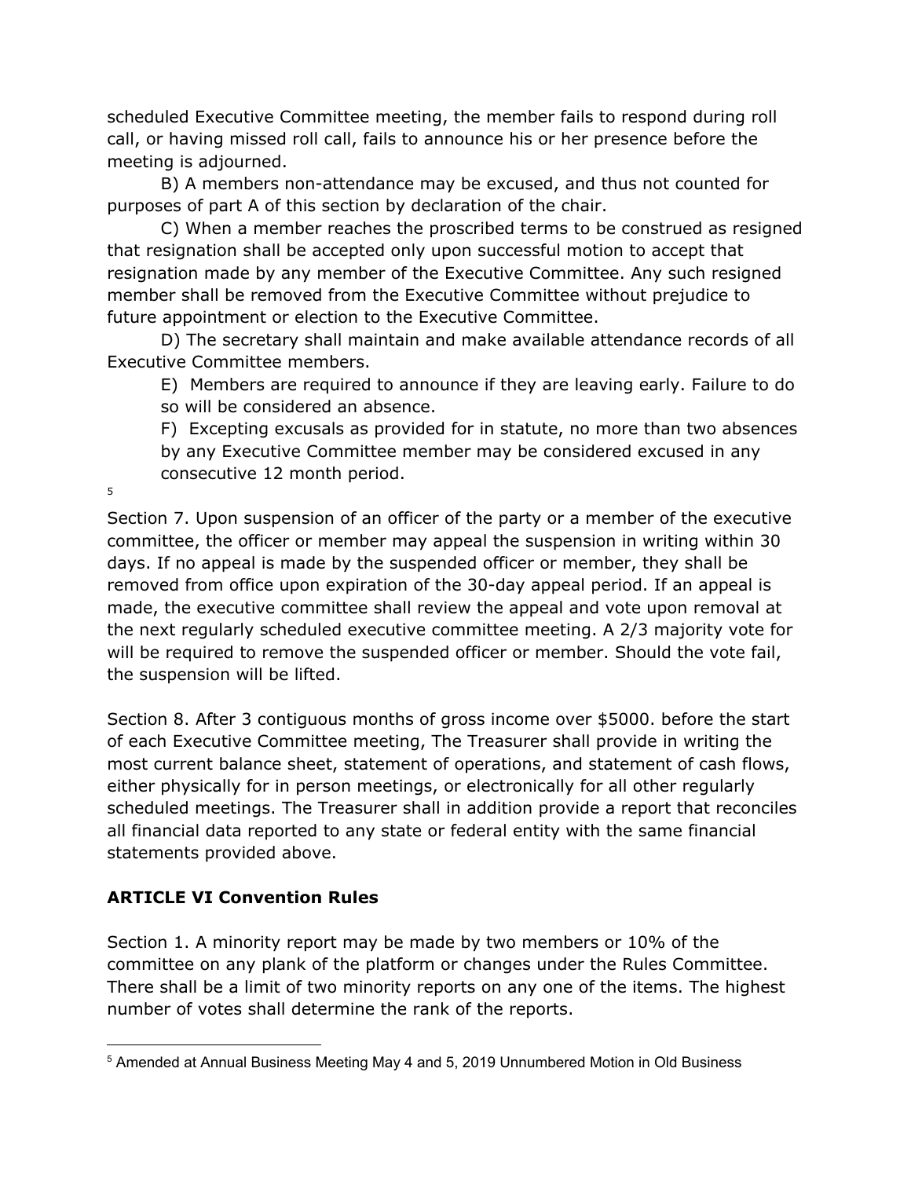scheduled Executive Committee meeting, the member fails to respond during roll call, or having missed roll call, fails to announce his or her presence before the meeting is adjourned.

B) A members non-attendance may be excused, and thus not counted for purposes of part A of this section by declaration of the chair.

C) When a member reaches the proscribed terms to be construed as resigned that resignation shall be accepted only upon successful motion to accept that resignation made by any member of the Executive Committee. Any such resigned member shall be removed from the Executive Committee without prejudice to future appointment or election to the Executive Committee.

D) The secretary shall maintain and make available attendance records of all Executive Committee members.

E) Members are required to announce if they are leaving early. Failure to do so will be considered an absence.

F) Excepting excusals as provided for in statute, no more than two absences by any Executive Committee member may be considered excused in any consecutive 12 month period.

[5]

Section 7. Upon suspension of an officer of the party or a member of the executive committee, the officer or member may appeal the suspension in writing within 30 days. If no appeal is made by the suspended officer or member, they shall be removed from office upon expiration of the 30-day appeal period. If an appeal is made, the executive committee shall review the appeal and vote upon removal at the next regularly scheduled executive committee meeting. A 2/3 majority vote for will be required to remove the suspended officer or member. Should the vote fail, the suspension will be lifted.

Section 8. After 3 contiguous months of gross income over $5000. before the start of each Executive Committee meeting, The Treasurer shall provide in writing the most current balance sheet, statement of operations, and statement of cash flows, either physically for in person meetings, or electronically for all other regularly scheduled meetings. The Treasurer shall in addition provide a report that reconciles all financial data reported to any state or federal entity with the same financial statements provided above.

## ARTICLE VI Convention Rules

Section 1. A minority report may be made by two members or 10% of the committee on any plank of the platform or changes under the Rules Committee. There shall be a limit of two minority reports on any one of the items. The highest number of votes shall determine the rank of the reports.

[5] Amended at Annual Business Meeting May 4 and 5, 2019 Unnumbered Motion in Old Business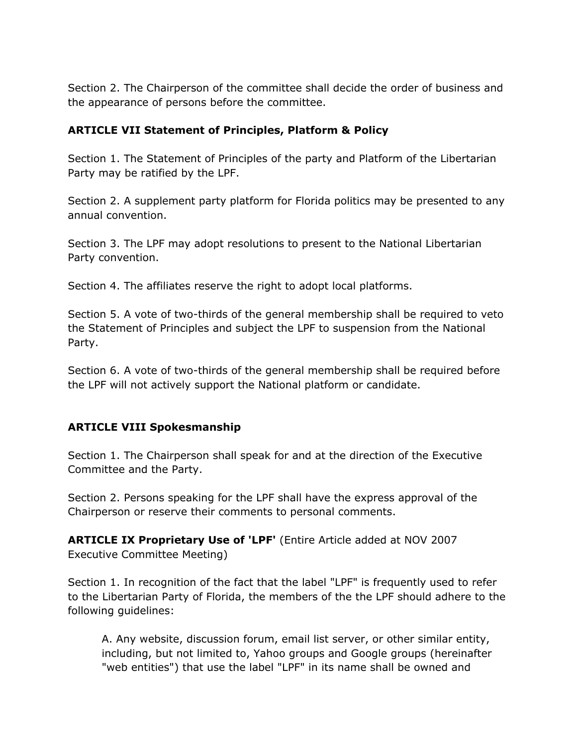Section 2. The Chairperson of the committee shall decide the order of business and the appearance of persons before the committee.

**ARTICLE VII Statement of Principles, Platform & Policy**

Section 1. The Statement of Principles of the party and Platform of the Libertarian Party may be ratified by the LPF.

Section 2. A supplement party platform for Florida politics may be presented to any annual convention.

Section 3. The LPF may adopt resolutions to present to the National Libertarian Party convention.

Section 4. The affiliates reserve the right to adopt local platforms.

Section 5. A vote of two-thirds of the general membership shall be required to veto the Statement of Principles and subject the LPF to suspension from the National Party.

Section 6. A vote of two-thirds of the general membership shall be required before the LPF will not actively support the National platform or candidate.

**ARTICLE VIII Spokesmanship**

Section 1. The Chairperson shall speak for and at the direction of the Executive Committee and the Party.

Section 2. Persons speaking for the LPF shall have the express approval of the Chairperson or reserve their comments to personal comments.

**ARTICLE IX Proprietary Use of 'LPF'** (Entire Article added at NOV 2007 Executive Committee Meeting)

Section 1. In recognition of the fact that the label "LPF" is frequently used to refer to the Libertarian Party of Florida, the members of the the LPF should adhere to the following guidelines:

> A. Any website, discussion forum, email list server, or other similar entity, including, but not limited to, Yahoo groups and Google groups (hereinafter "web entities") that use the label "LPF" in its name shall be owned and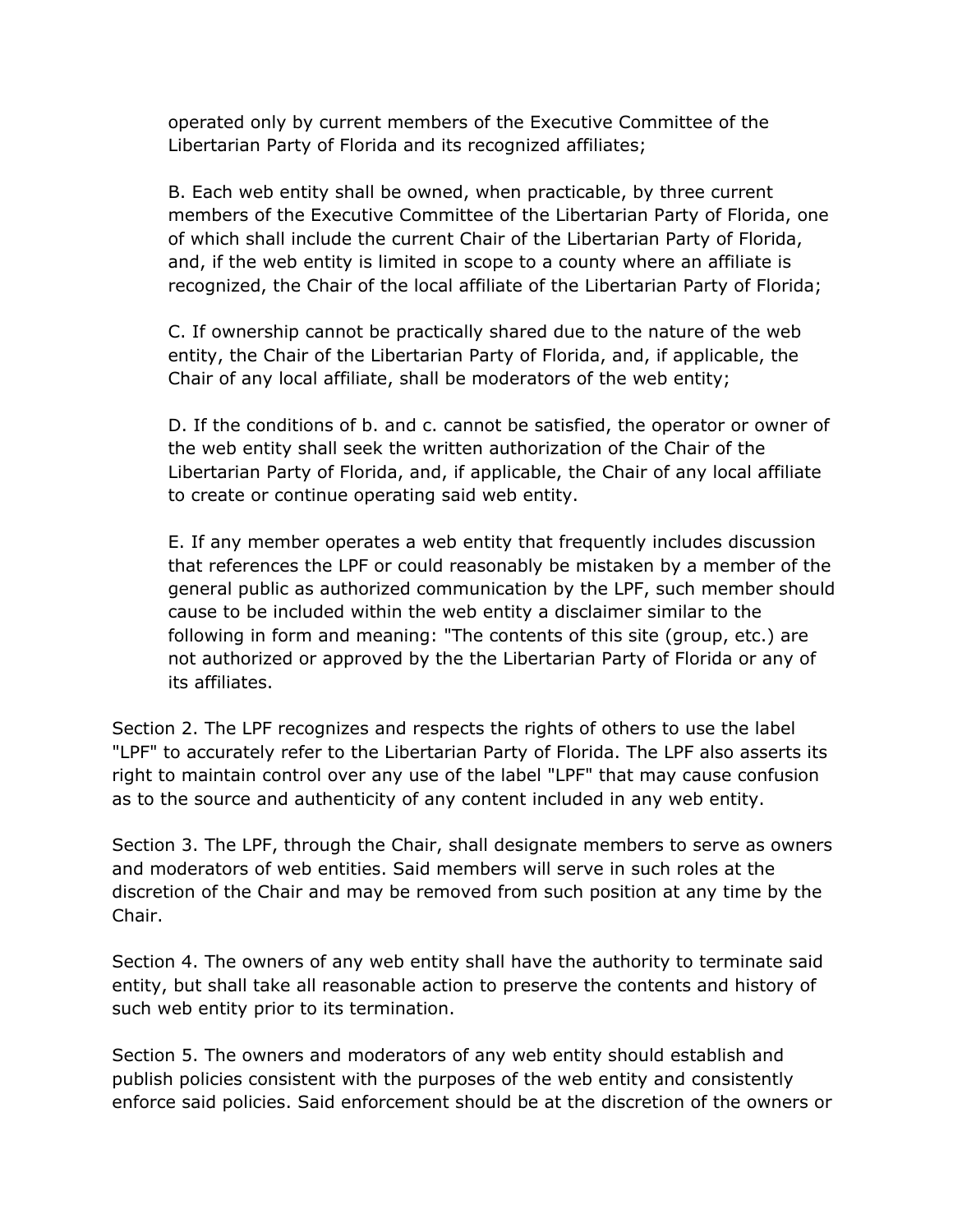operated only by current members of the Executive Committee of the Libertarian Party of Florida and its recognized affiliates;

B. Each web entity shall be owned, when practicable, by three current members of the Executive Committee of the Libertarian Party of Florida, one of which shall include the current Chair of the Libertarian Party of Florida, and, if the web entity is limited in scope to a county where an affiliate is recognized, the Chair of the local affiliate of the Libertarian Party of Florida;

C. If ownership cannot be practically shared due to the nature of the web entity, the Chair of the Libertarian Party of Florida, and, if applicable, the Chair of any local affiliate, shall be moderators of the web entity;

D. If the conditions of b. and c. cannot be satisfied, the operator or owner of the web entity shall seek the written authorization of the Chair of the Libertarian Party of Florida, and, if applicable, the Chair of any local affiliate to create or continue operating said web entity.

E. If any member operates a web entity that frequently includes discussion that references the LPF or could reasonably be mistaken by a member of the general public as authorized communication by the LPF, such member should cause to be included within the web entity a disclaimer similar to the following in form and meaning: "The contents of this site (group, etc.) are not authorized or approved by the the Libertarian Party of Florida or any of its affiliates.

Section 2. The LPF recognizes and respects the rights of others to use the label "LPF" to accurately refer to the Libertarian Party of Florida. The LPF also asserts its right to maintain control over any use of the label "LPF" that may cause confusion as to the source and authenticity of any content included in any web entity.

Section 3. The LPF, through the Chair, shall designate members to serve as owners and moderators of web entities. Said members will serve in such roles at the discretion of the Chair and may be removed from such position at any time by the Chair.

Section 4. The owners of any web entity shall have the authority to terminate said entity, but shall take all reasonable action to preserve the contents and history of such web entity prior to its termination.

Section 5. The owners and moderators of any web entity should establish and publish policies consistent with the purposes of the web entity and consistently enforce said policies. Said enforcement should be at the discretion of the owners or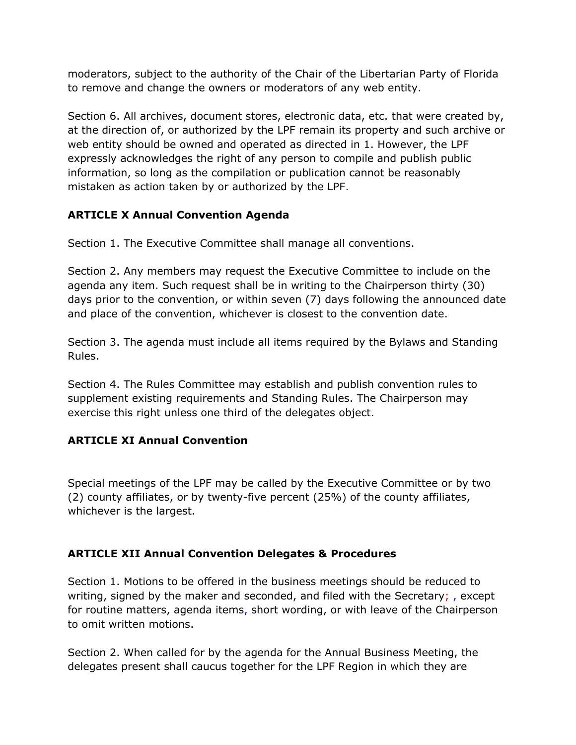moderators, subject to the authority of the Chair of the Libertarian Party of Florida to remove and change the owners or moderators of any web entity.

Section 6. All archives, document stores, electronic data, etc. that were created by, at the direction of, or authorized by the LPF remain its property and such archive or web entity should be owned and operated as directed in 1. However, the LPF expressly acknowledges the right of any person to compile and publish public information, so long as the compilation or publication cannot be reasonably mistaken as action taken by or authorized by the LPF.

**ARTICLE X Annual Convention Agenda**

Section 1. The Executive Committee shall manage all conventions.

Section 2. Any members may request the Executive Committee to include on the agenda any item. Such request shall be in writing to the Chairperson thirty (30) days prior to the convention, or within seven (7) days following the announced date and place of the convention, whichever is closest to the convention date.

Section 3. The agenda must include all items required by the Bylaws and Standing Rules.

Section 4. The Rules Committee may establish and publish convention rules to supplement existing requirements and Standing Rules. The Chairperson may exercise this right unless one third of the delegates object.

**ARTICLE XI Annual Convention**

Special meetings of the LPF may be called by the Executive Committee or by two (2) county affiliates, or by twenty-five percent (25%) of the county affiliates, whichever is the largest.

**ARTICLE XII Annual Convention Delegates & Procedures**

Section 1. Motions to be offered in the business meetings should be reduced to writing, signed by the maker and seconded, and filed with the Secretary; , except for routine matters, agenda items, short wording, or with leave of the Chairperson to omit written motions.

Section 2. When called for by the agenda for the Annual Business Meeting, the delegates present shall caucus together for the LPF Region in which they are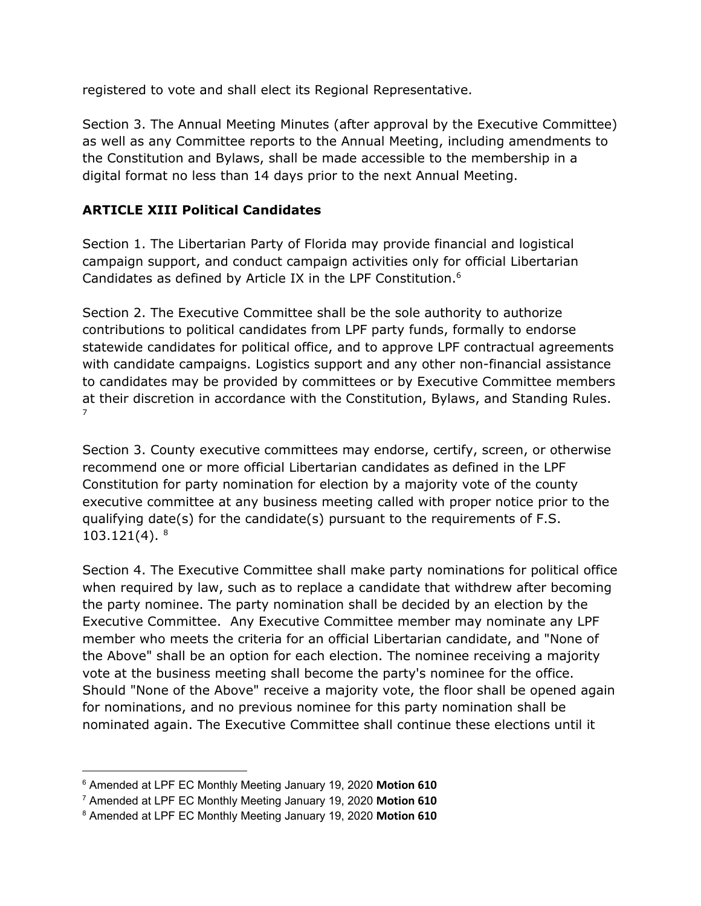registered to vote and shall elect its Regional Representative.

Section 3. The Annual Meeting Minutes (after approval by the Executive Committee) as well as any Committee reports to the Annual Meeting, including amendments to the Constitution and Bylaws, shall be made accessible to the membership in a digital format no less than 14 days prior to the next Annual Meeting.

## ARTICLE XIII Political Candidates

Section 1. The Libertarian Party of Florida may provide financial and logistical campaign support, and conduct campaign activities only for official Libertarian Candidates as defined by Article IX in the LPF Constitution.[6]

Section 2. The Executive Committee shall be the sole authority to authorize contributions to political candidates from LPF party funds, formally to endorse statewide candidates for political office, and to approve LPF contractual agreements with candidate campaigns. Logistics support and any other non-financial assistance to candidates may be provided by committees or by Executive Committee members at their discretion in accordance with the Constitution, Bylaws, and Standing Rules.[7]

Section 3. County executive committees may endorse, certify, screen, or otherwise recommend one or more official Libertarian candidates as defined in the LPF Constitution for party nomination for election by a majority vote of the county executive committee at any business meeting called with proper notice prior to the qualifying date(s) for the candidate(s) pursuant to the requirements of F.S. 103.121(4).[8]

Section 4. The Executive Committee shall make party nominations for political office when required by law, such as to replace a candidate that withdrew after becoming the party nominee. The party nomination shall be decided by an election by the Executive Committee. Any Executive Committee member may nominate any LPF member who meets the criteria for an official Libertarian candidate, and "None of the Above" shall be an option for each election. The nominee receiving a majority vote at the business meeting shall become the party's nominee for the office. Should "None of the Above" receive a majority vote, the floor shall be opened again for nominations, and no previous nominee for this party nomination shall be nominated again. The Executive Committee shall continue these elections until it

---

[6] Amended at LPF EC Monthly Meeting January 19, 2020 **Motion 610**

[7] Amended at LPF EC Monthly Meeting January 19, 2020 **Motion 610**

[8] Amended at LPF EC Monthly Meeting January 19, 2020 **Motion 610**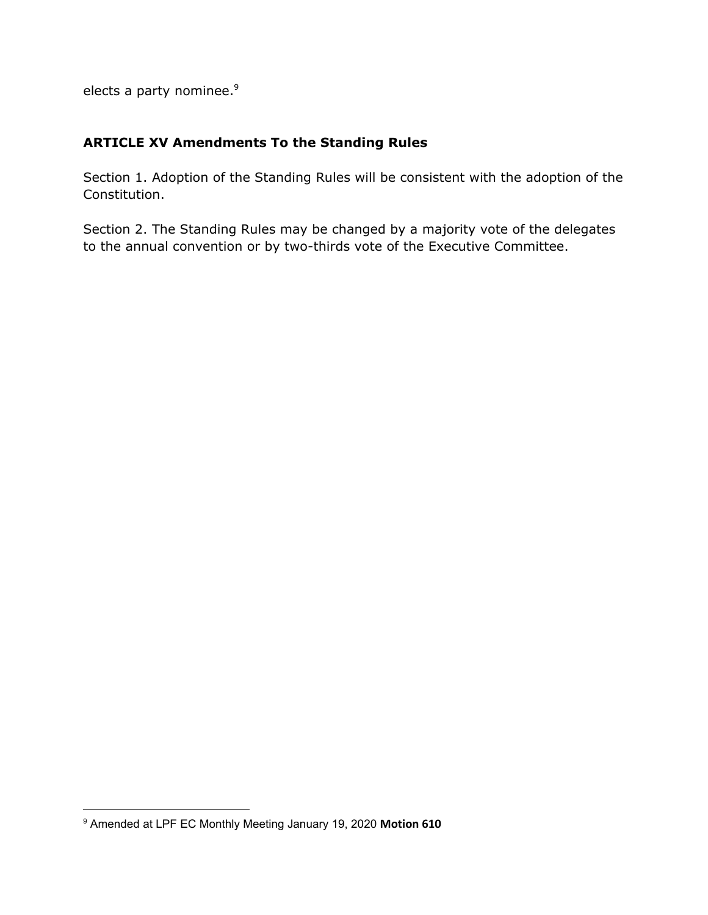elects a party nominee.[9]

## ARTICLE XV Amendments To the Standing Rules

Section 1. Adoption of the Standing Rules will be consistent with the adoption of the Constitution.

Section 2. The Standing Rules may be changed by a majority vote of the delegates to the annual convention or by two-thirds vote of the Executive Committee.

---

[9] Amended at LPF EC Monthly Meeting January 19, 2020 **Motion 610**